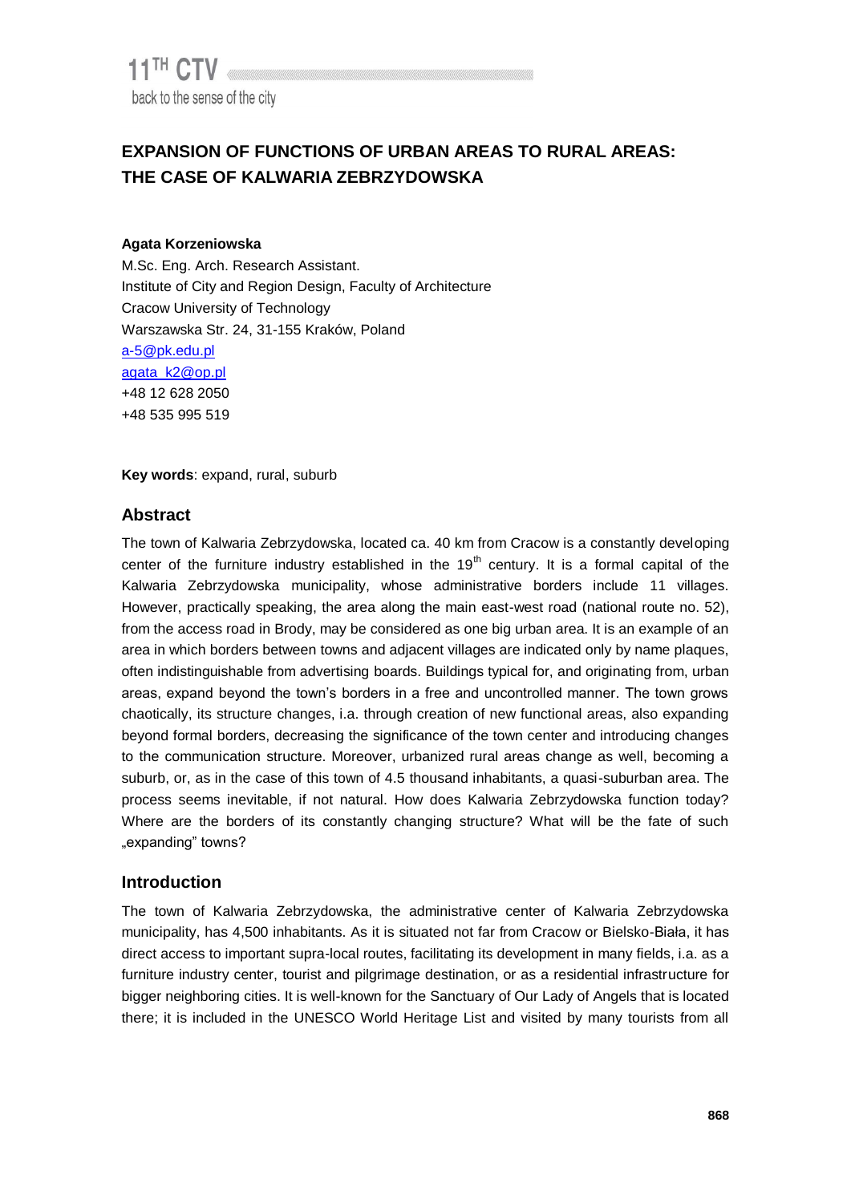# EXPANSION OF FUNCTIONS OF URBAN AREAS TO RURAL AREAS: THE CASE OF KALWARIA ZEBRZYDOWSKA

**Agata Korzeniowska**

M.Sc. Eng. Arch. Research Assistant.
Institute of City and Region Design, Faculty of Architecture
Cracow University of Technology
Warszawska Str. 24, 31-155 Kraków, Poland
a-5@pk.edu.pl
agata_k2@op.pl
+48 12 628 2050
+48 535 995 519

**Key words**: expand, rural, suburb

## Abstract

The town of Kalwaria Zebrzydowska, located ca. 40 km from Cracow is a constantly developing center of the furniture industry established in the 19th century. It is a formal capital of the Kalwaria Zebrzydowska municipality, whose administrative borders include 11 villages. However, practically speaking, the area along the main east-west road (national route no. 52), from the access road in Brody, may be considered as one big urban area. It is an example of an area in which borders between towns and adjacent villages are indicated only by name plaques, often indistinguishable from advertising boards. Buildings typical for, and originating from, urban areas, expand beyond the town's borders in a free and uncontrolled manner. The town grows chaotically, its structure changes, i.a. through creation of new functional areas, also expanding beyond formal borders, decreasing the significance of the town center and introducing changes to the communication structure. Moreover, urbanized rural areas change as well, becoming a suburb, or, as in the case of this town of 4.5 thousand inhabitants, a quasi-suburban area. The process seems inevitable, if not natural. How does Kalwaria Zebrzydowska function today? Where are the borders of its constantly changing structure? What will be the fate of such „expanding" towns?

## Introduction

The town of Kalwaria Zebrzydowska, the administrative center of Kalwaria Zebrzydowska municipality, has 4,500 inhabitants. As it is situated not far from Cracow or Bielsko-Biała, it has direct access to important supra-local routes, facilitating its development in many fields, i.a. as a furniture industry center, tourist and pilgrimage destination, or as a residential infrastructure for bigger neighboring cities. It is well-known for the Sanctuary of Our Lady of Angels that is located there; it is included in the UNESCO World Heritage List and visited by many tourists from all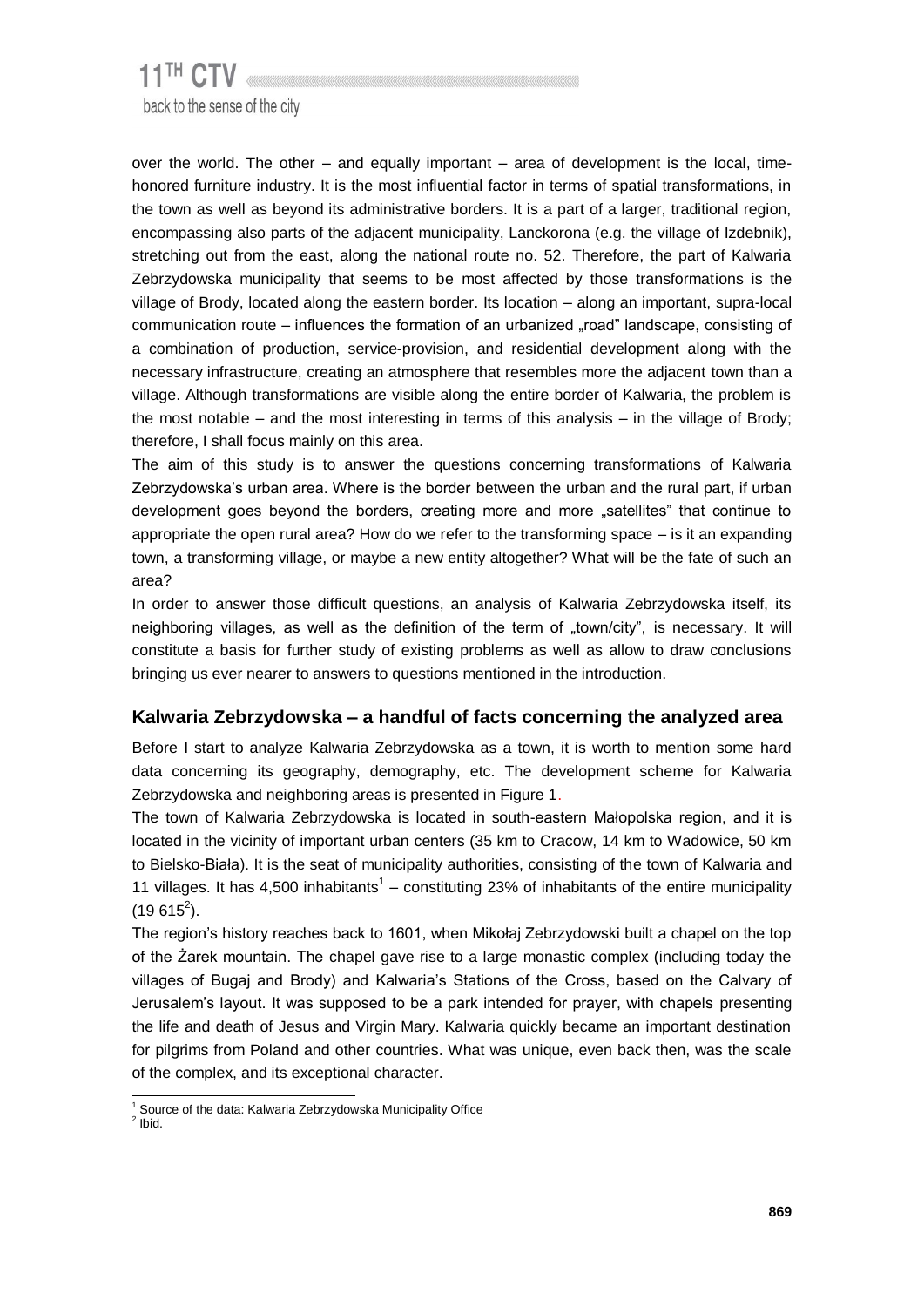over the world. The other – and equally important – area of development is the local, time-honored furniture industry. It is the most influential factor in terms of spatial transformations, in the town as well as beyond its administrative borders. It is a part of a larger, traditional region, encompassing also parts of the adjacent municipality, Lanckorona (e.g. the village of Izdebnik), stretching out from the east, along the national route no. 52. Therefore, the part of Kalwaria Zebrzydowska municipality that seems to be most affected by those transformations is the village of Brody, located along the eastern border. Its location – along an important, supra-local communication route – influences the formation of an urbanized „road" landscape, consisting of a combination of production, service-provision, and residential development along with the necessary infrastructure, creating an atmosphere that resembles more the adjacent town than a village. Although transformations are visible along the entire border of Kalwaria, the problem is the most notable – and the most interesting in terms of this analysis – in the village of Brody; therefore, I shall focus mainly on this area.

The aim of this study is to answer the questions concerning transformations of Kalwaria Zebrzydowska's urban area. Where is the border between the urban and the rural part, if urban development goes beyond the borders, creating more and more „satellites" that continue to appropriate the open rural area? How do we refer to the transforming space – is it an expanding town, a transforming village, or maybe a new entity altogether? What will be the fate of such an area?

In order to answer those difficult questions, an analysis of Kalwaria Zebrzydowska itself, its neighboring villages, as well as the definition of the term of „town/city", is necessary. It will constitute a basis for further study of existing problems as well as allow to draw conclusions bringing us ever nearer to answers to questions mentioned in the introduction.

## Kalwaria Zebrzydowska – a handful of facts concerning the analyzed area

Before I start to analyze Kalwaria Zebrzydowska as a town, it is worth to mention some hard data concerning its geography, demography, etc. The development scheme for Kalwaria Zebrzydowska and neighboring areas is presented in Figure 1.

The town of Kalwaria Zebrzydowska is located in south-eastern Małopolska region, and it is located in the vicinity of important urban centers (35 km to Cracow, 14 km to Wadowice, 50 km to Bielsko-Biała). It is the seat of municipality authorities, consisting of the town of Kalwaria and 11 villages. It has 4,500 inhabitants[1] – constituting 23% of inhabitants of the entire municipality (19 615[2]).

The region's history reaches back to 1601, when Mikołaj Zebrzydowski built a chapel on the top of the Żarek mountain. The chapel gave rise to a large monastic complex (including today the villages of Bugaj and Brody) and Kalwaria's Stations of the Cross, based on the Calvary of Jerusalem's layout. It was supposed to be a park intended for prayer, with chapels presenting the life and death of Jesus and Virgin Mary. Kalwaria quickly became an important destination for pilgrims from Poland and other countries. What was unique, even back then, was the scale of the complex, and its exceptional character.

[1] Source of the data: Kalwaria Zebrzydowska Municipality Office
[2] Ibid.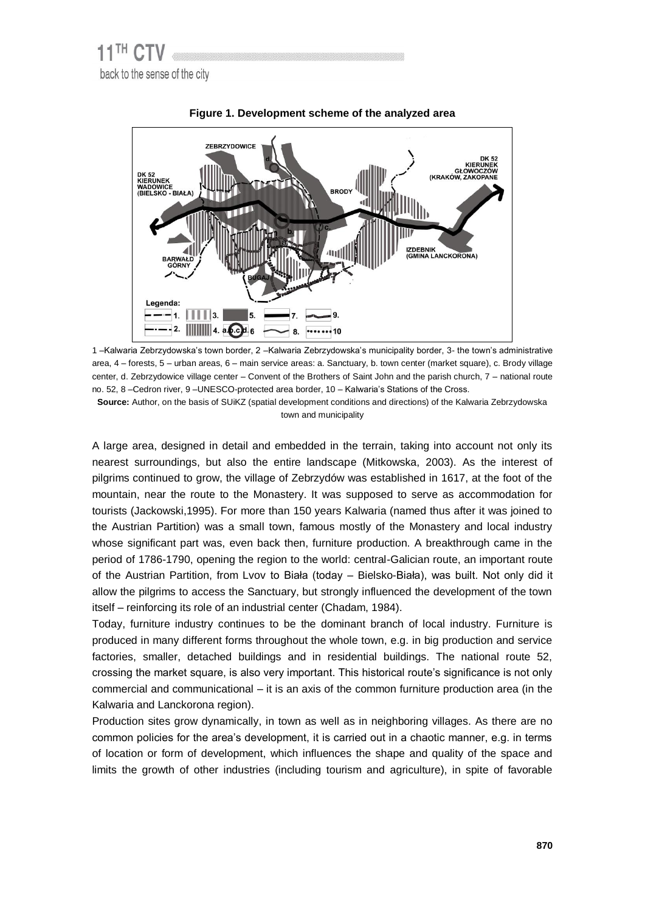**Figure 1. Development scheme of the analyzed area**

1 –Kalwaria Zebrzydowska's town border, 2 –Kalwaria Zebrzydowska's municipality border, 3- the town's administrative area, 4 – forests, 5 – urban areas, 6 – main service areas: a. Sanctuary, b. town center (market square), c. Brody village center, d. Zebrzydowice village center – Convent of the Brothers of Saint John and the parish church, 7 – national route no. 52, 8 –Cedron river, 9 –UNESCO-protected area border, 10 – Kalwaria's Stations of the Cross.

**Source:** Author, on the basis of SUiKZ (spatial development conditions and directions) of the Kalwaria Zebrzydowska town and municipality

A large area, designed in detail and embedded in the terrain, taking into account not only its nearest surroundings, but also the entire landscape (Mitkowska, 2003). As the interest of pilgrims continued to grow, the village of Zebrzydów was established in 1617, at the foot of the mountain, near the route to the Monastery. It was supposed to serve as accommodation for tourists (Jackowski,1995). For more than 150 years Kalwaria (named thus after it was joined to the Austrian Partition) was a small town, famous mostly of the Monastery and local industry whose significant part was, even back then, furniture production. A breakthrough came in the period of 1786-1790, opening the region to the world: central-Galician route, an important route of the Austrian Partition, from Lvov to Biała (today – Bielsko-Biała), was built. Not only did it allow the pilgrims to access the Sanctuary, but strongly influenced the development of the town itself – reinforcing its role of an industrial center (Chadam, 1984).

Today, furniture industry continues to be the dominant branch of local industry. Furniture is produced in many different forms throughout the whole town, e.g. in big production and service factories, smaller, detached buildings and in residential buildings. The national route 52, crossing the market square, is also very important. This historical route's significance is not only commercial and communicational – it is an axis of the common furniture production area (in the Kalwaria and Lanckorona region).

Production sites grow dynamically, in town as well as in neighboring villages. As there are no common policies for the area's development, it is carried out in a chaotic manner, e.g. in terms of location or form of development, which influences the shape and quality of the space and limits the growth of other industries (including tourism and agriculture), in spite of favorable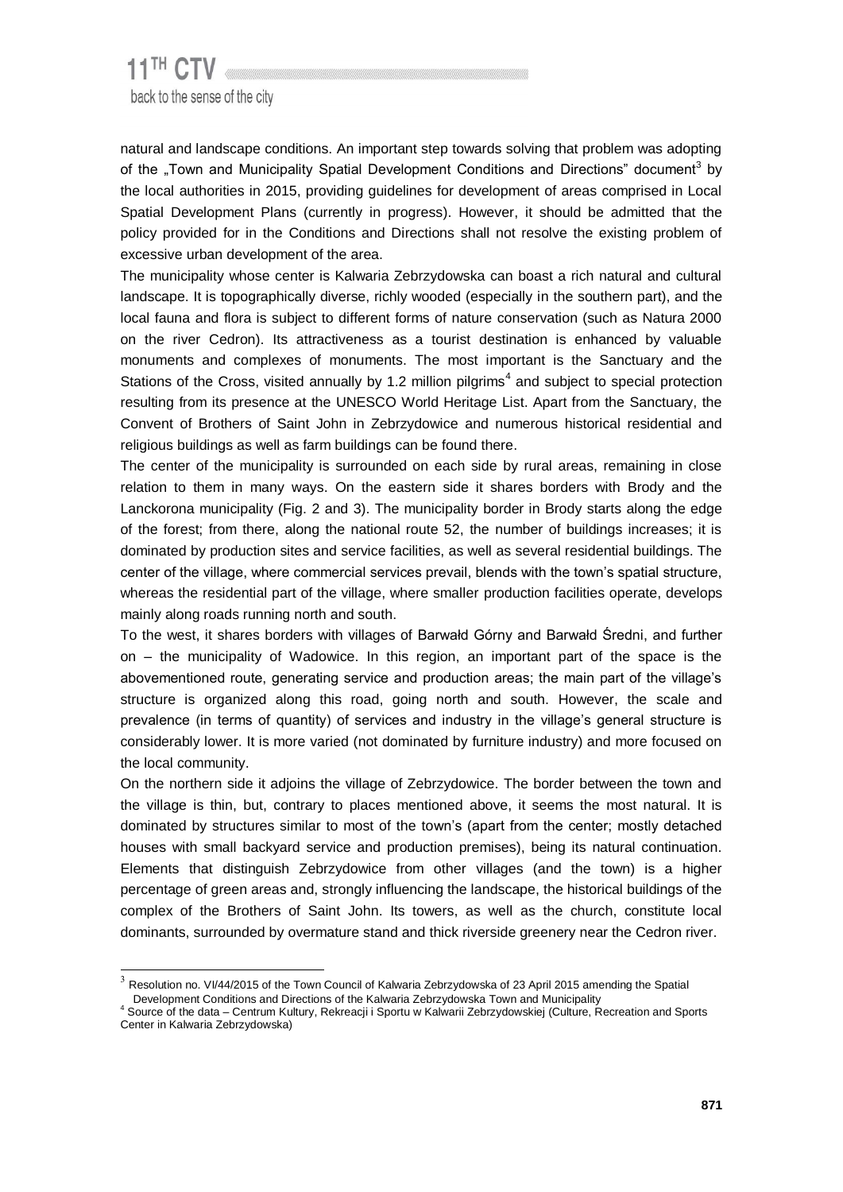natural and landscape conditions. An important step towards solving that problem was adopting of the „Town and Municipality Spatial Development Conditions and Directions" document[3] by the local authorities in 2015, providing guidelines for development of areas comprised in Local Spatial Development Plans (currently in progress). However, it should be admitted that the policy provided for in the Conditions and Directions shall not resolve the existing problem of excessive urban development of the area.

The municipality whose center is Kalwaria Zebrzydowska can boast a rich natural and cultural landscape. It is topographically diverse, richly wooded (especially in the southern part), and the local fauna and flora is subject to different forms of nature conservation (such as Natura 2000 on the river Cedron). Its attractiveness as a tourist destination is enhanced by valuable monuments and complexes of monuments. The most important is the Sanctuary and the Stations of the Cross, visited annually by 1.2 million pilgrims[4] and subject to special protection resulting from its presence at the UNESCO World Heritage List. Apart from the Sanctuary, the Convent of Brothers of Saint John in Zebrzydowice and numerous historical residential and religious buildings as well as farm buildings can be found there.

The center of the municipality is surrounded on each side by rural areas, remaining in close relation to them in many ways. On the eastern side it shares borders with Brody and the Lanckorona municipality (Fig. 2 and 3). The municipality border in Brody starts along the edge of the forest; from there, along the national route 52, the number of buildings increases; it is dominated by production sites and service facilities, as well as several residential buildings. The center of the village, where commercial services prevail, blends with the town's spatial structure, whereas the residential part of the village, where smaller production facilities operate, develops mainly along roads running north and south.

To the west, it shares borders with villages of Barwałd Górny and Barwałd Średni, and further on – the municipality of Wadowice. In this region, an important part of the space is the abovementioned route, generating service and production areas; the main part of the village's structure is organized along this road, going north and south. However, the scale and prevalence (in terms of quantity) of services and industry in the village's general structure is considerably lower. It is more varied (not dominated by furniture industry) and more focused on the local community.

On the northern side it adjoins the village of Zebrzydowice. The border between the town and the village is thin, but, contrary to places mentioned above, it seems the most natural. It is dominated by structures similar to most of the town's (apart from the center; mostly detached houses with small backyard service and production premises), being its natural continuation. Elements that distinguish Zebrzydowice from other villages (and the town) is a higher percentage of green areas and, strongly influencing the landscape, the historical buildings of the complex of the Brothers of Saint John. Its towers, as well as the church, constitute local dominants, surrounded by overmature stand and thick riverside greenery near the Cedron river.

---

[3] Resolution no. VI/44/2015 of the Town Council of Kalwaria Zebrzydowska of 23 April 2015 amending the Spatial Development Conditions and Directions of the Kalwaria Zebrzydowska Town and Municipality

[4] Source of the data – Centrum Kultury, Rekreacji i Sportu w Kalwarii Zebrzydowskiej (Culture, Recreation and Sports Center in Kalwaria Zebrzydowska)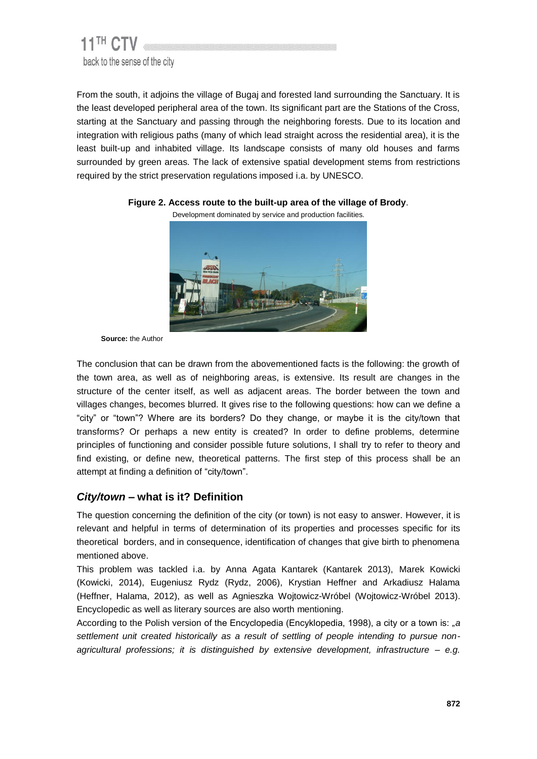From the south, it adjoins the village of Bugaj and forested land surrounding the Sanctuary. It is the least developed peripheral area of the town. Its significant part are the Stations of the Cross, starting at the Sanctuary and passing through the neighboring forests. Due to its location and integration with religious paths (many of which lead straight across the residential area), it is the least built-up and inhabited village. Its landscape consists of many old houses and farms surrounded by green areas. The lack of extensive spatial development stems from restrictions required by the strict preservation regulations imposed i.a. by UNESCO.

**Figure 2. Access route to the built-up area of the village of Brody**.

Development dominated by service and production facilities.

**Source:** the Author

The conclusion that can be drawn from the abovementioned facts is the following: the growth of the town area, as well as of neighboring areas, is extensive. Its result are changes in the structure of the center itself, as well as adjacent areas. The border between the town and villages changes, becomes blurred. It gives rise to the following questions: how can we define a "city" or "town"? Where are its borders? Do they change, or maybe it is the city/town that transforms? Or perhaps a new entity is created? In order to define problems, determine principles of functioning and consider possible future solutions, I shall try to refer to theory and find existing, or define new, theoretical patterns. The first step of this process shall be an attempt at finding a definition of "city/town".

## *City/town* – what is it? Definition

The question concerning the definition of the city (or town) is not easy to answer. However, it is relevant and helpful in terms of determination of its properties and processes specific for its theoretical borders, and in consequence, identification of changes that give birth to phenomena mentioned above.

This problem was tackled i.a. by Anna Agata Kantarek (Kantarek 2013), Marek Kowicki (Kowicki, 2014), Eugeniusz Rydz (Rydz, 2006), Krystian Heffner and Arkadiusz Halama (Heffner, Halama, 2012), as well as Agnieszka Wojtowicz-Wróbel (Wojtowicz-Wróbel 2013). Encyclopedic as well as literary sources are also worth mentioning.

According to the Polish version of the Encyclopedia (Encyklopedia, 1998), a city or a town is: „*a settlement unit created historically as a result of settling of people intending to pursue non-agricultural professions; it is distinguished by extensive development, infrastructure – e.g.*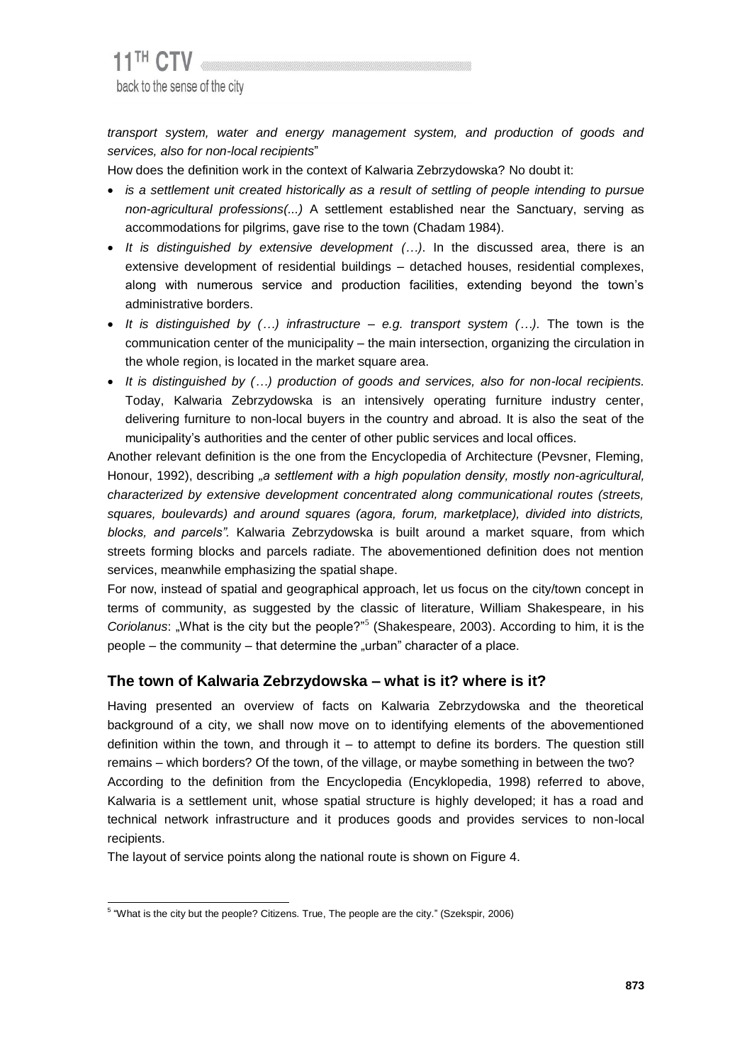*transport system, water and energy management system, and production of goods and services, also for non-local recipients*"

How does the definition work in the context of Kalwaria Zebrzydowska? No doubt it:

- *is a settlement unit created historically as a result of settling of people intending to pursue non-agricultural professions(...)* A settlement established near the Sanctuary, serving as accommodations for pilgrims, gave rise to the town (Chadam 1984).
- *It is distinguished by extensive development (…)*. In the discussed area, there is an extensive development of residential buildings – detached houses, residential complexes, along with numerous service and production facilities, extending beyond the town's administrative borders.
- *It is distinguished by (…) infrastructure – e.g. transport system (…)*. The town is the communication center of the municipality – the main intersection, organizing the circulation in the whole region, is located in the market square area.
- *It is distinguished by (…) production of goods and services, also for non-local recipients.* Today, Kalwaria Zebrzydowska is an intensively operating furniture industry center, delivering furniture to non-local buyers in the country and abroad. It is also the seat of the municipality's authorities and the center of other public services and local offices.

Another relevant definition is the one from the Encyclopedia of Architecture (Pevsner, Fleming, Honour, 1992), describing *„a settlement with a high population density, mostly non-agricultural, characterized by extensive development concentrated along communicational routes (streets, squares, boulevards) and around squares (agora, forum, marketplace), divided into districts, blocks, and parcels"*. Kalwaria Zebrzydowska is built around a market square, from which streets forming blocks and parcels radiate. The abovementioned definition does not mention services, meanwhile emphasizing the spatial shape.

For now, instead of spatial and geographical approach, let us focus on the city/town concept in terms of community, as suggested by the classic of literature, William Shakespeare, in his *Coriolanus*: „What is the city but the people?"[5] (Shakespeare, 2003). According to him, it is the people – the community – that determine the „urban" character of a place.

## The town of Kalwaria Zebrzydowska – what is it? where is it?

Having presented an overview of facts on Kalwaria Zebrzydowska and the theoretical background of a city, we shall now move on to identifying elements of the abovementioned definition within the town, and through it – to attempt to define its borders. The question still remains – which borders? Of the town, of the village, or maybe something in between the two?

According to the definition from the Encyclopedia (Encyklopedia, 1998) referred to above, Kalwaria is a settlement unit, whose spatial structure is highly developed; it has a road and technical network infrastructure and it produces goods and provides services to non-local recipients.

The layout of service points along the national route is shown on Figure 4.

[5] "What is the city but the people? Citizens. True, The people are the city." (Szekspir, 2006)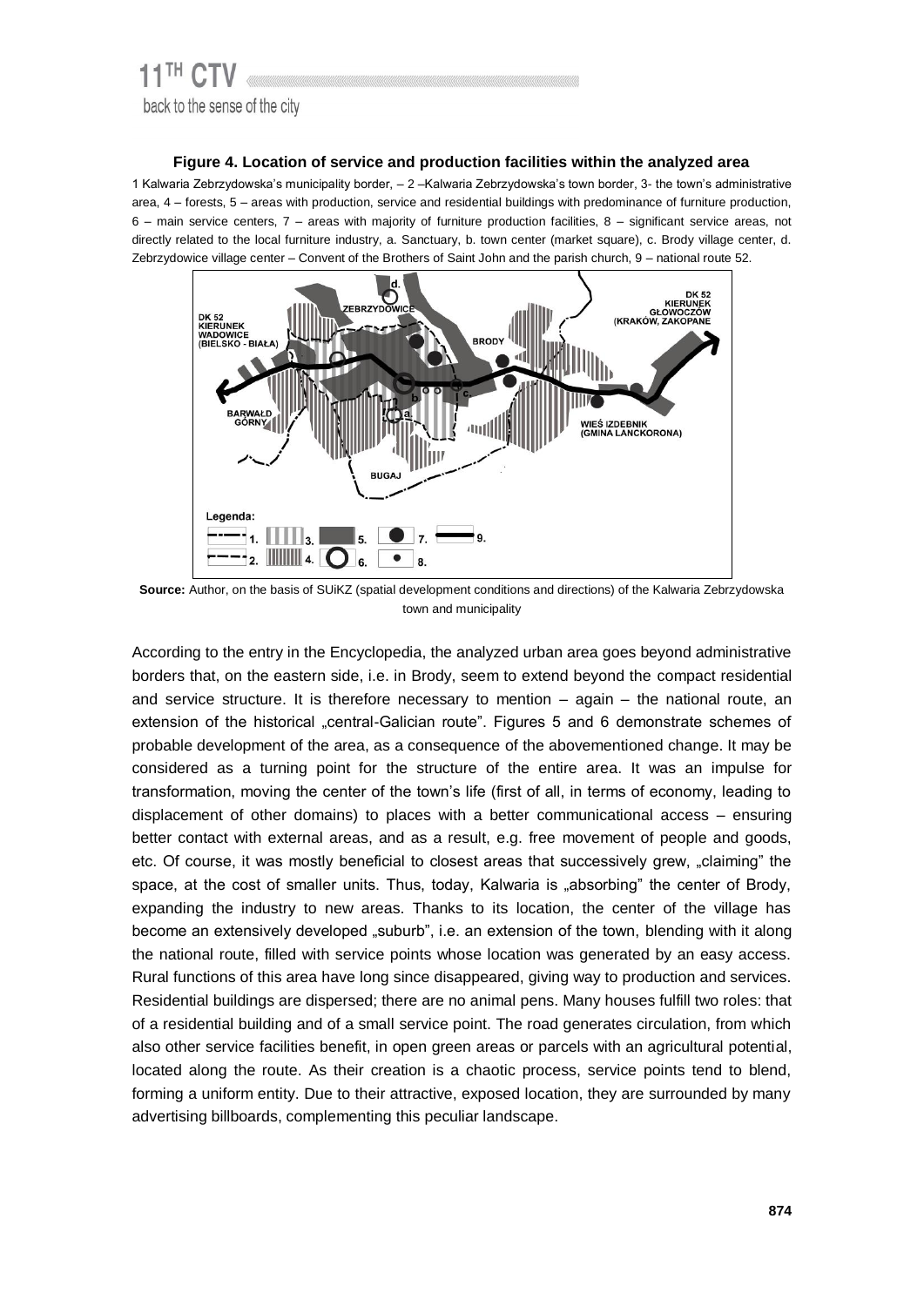**Figure 4. Location of service and production facilities within the analyzed area**

1 Kalwaria Zebrzydowska's municipality border, – 2 –Kalwaria Zebrzydowska's town border, 3- the town's administrative area, 4 – forests, 5 – areas with production, service and residential buildings with predominance of furniture production, 6 – main service centers, 7 – areas with majority of furniture production facilities, 8 – significant service areas, not directly related to the local furniture industry, a. Sanctuary, b. town center (market square), c. Brody village center, d. Zebrzydowice village center – Convent of the Brothers of Saint John and the parish church, 9 – national route 52.

**Source:** Author, on the basis of SUiKZ (spatial development conditions and directions) of the Kalwaria Zebrzydowska town and municipality

According to the entry in the Encyclopedia, the analyzed urban area goes beyond administrative borders that, on the eastern side, i.e. in Brody, seem to extend beyond the compact residential and service structure. It is therefore necessary to mention – again – the national route, an extension of the historical „central-Galician route". Figures 5 and 6 demonstrate schemes of probable development of the area, as a consequence of the abovementioned change. It may be considered as a turning point for the structure of the entire area. It was an impulse for transformation, moving the center of the town's life (first of all, in terms of economy, leading to displacement of other domains) to places with a better communicational access – ensuring better contact with external areas, and as a result, e.g. free movement of people and goods, etc. Of course, it was mostly beneficial to closest areas that successively grew, „claiming" the space, at the cost of smaller units. Thus, today, Kalwaria is „absorbing" the center of Brody, expanding the industry to new areas. Thanks to its location, the center of the village has become an extensively developed „suburb", i.e. an extension of the town, blending with it along the national route, filled with service points whose location was generated by an easy access. Rural functions of this area have long since disappeared, giving way to production and services. Residential buildings are dispersed; there are no animal pens. Many houses fulfill two roles: that of a residential building and of a small service point. The road generates circulation, from which also other service facilities benefit, in open green areas or parcels with an agricultural potential, located along the route. As their creation is a chaotic process, service points tend to blend, forming a uniform entity. Due to their attractive, exposed location, they are surrounded by many advertising billboards, complementing this peculiar landscape.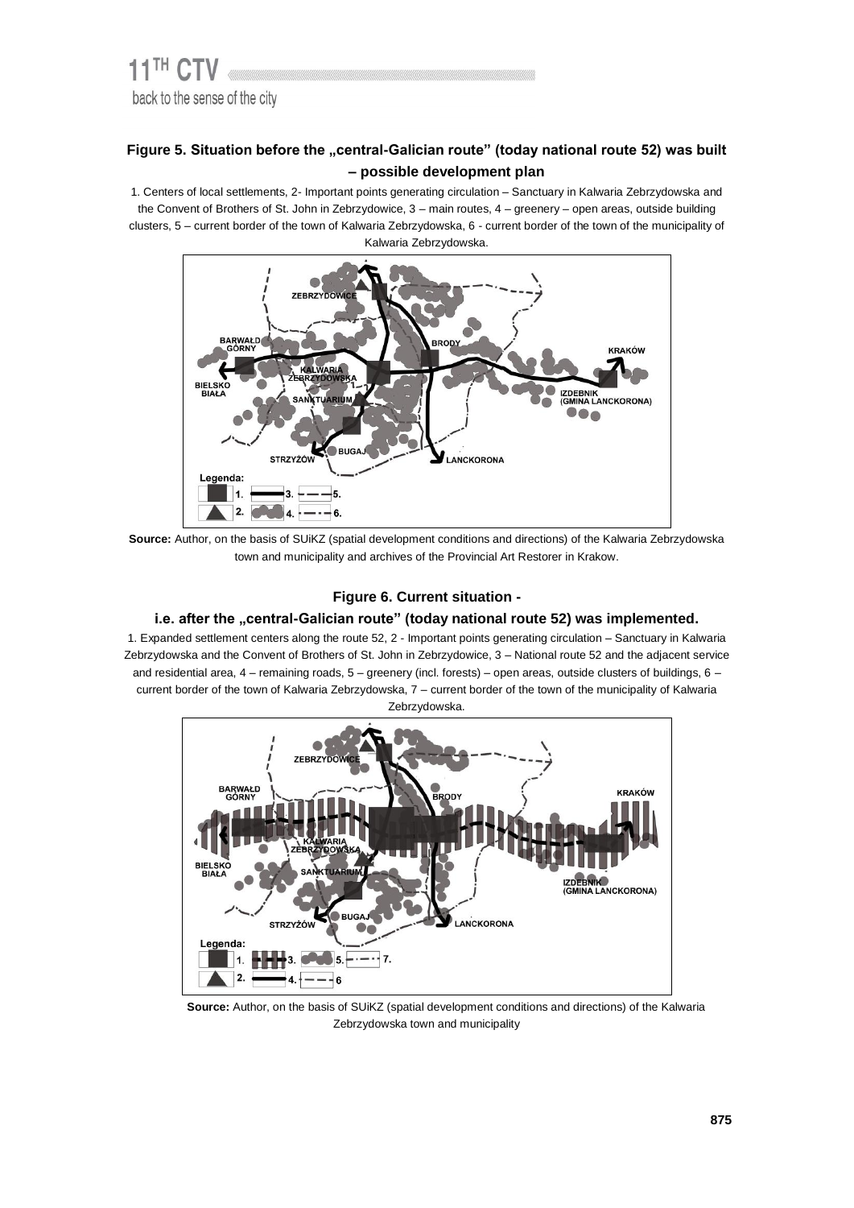**Figure 5. Situation before the „central-Galician route" (today national route 52) was built – possible development plan**

1. Centers of local settlements, 2- Important points generating circulation – Sanctuary in Kalwaria Zebrzydowska and the Convent of Brothers of St. John in Zebrzydowice, 3 – main routes, 4 – greenery – open areas, outside building clusters, 5 – current border of the town of Kalwaria Zebrzydowska, 6 - current border of the town of the municipality of Kalwaria Zebrzydowska.

**Source:** Author, on the basis of SUiKZ (spatial development conditions and directions) of the Kalwaria Zebrzydowska town and municipality and archives of the Provincial Art Restorer in Krakow.

**Figure 6. Current situation -**

**i.e. after the „central-Galician route" (today national route 52) was implemented.**

1. Expanded settlement centers along the route 52, 2 - Important points generating circulation – Sanctuary in Kalwaria Zebrzydowska and the Convent of Brothers of St. John in Zebrzydowice, 3 – National route 52 and the adjacent service and residential area, 4 – remaining roads, 5 – greenery (incl. forests) – open areas, outside clusters of buildings, 6 – current border of the town of Kalwaria Zebrzydowska, 7 – current border of the town of the municipality of Kalwaria Zebrzydowska.

**Source:** Author, on the basis of SUiKZ (spatial development conditions and directions) of the Kalwaria Zebrzydowska town and municipality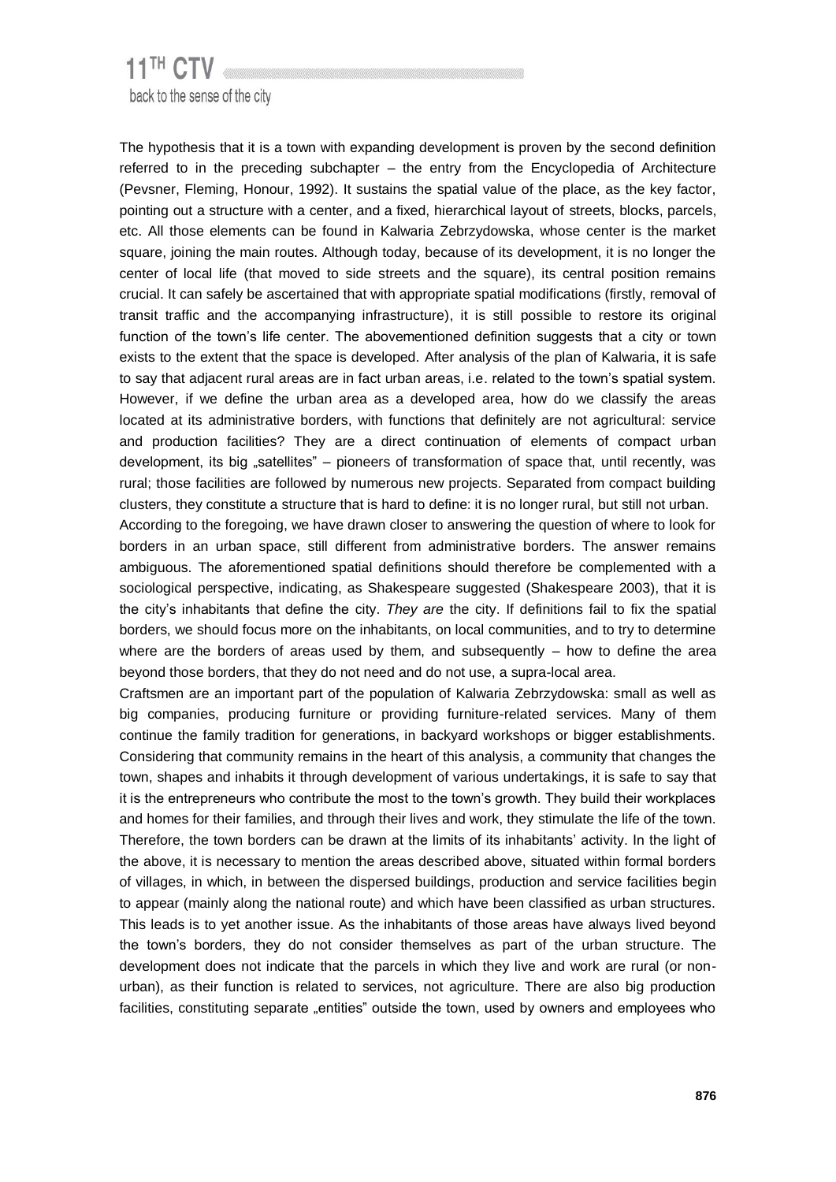The hypothesis that it is a town with expanding development is proven by the second definition referred to in the preceding subchapter – the entry from the Encyclopedia of Architecture (Pevsner, Fleming, Honour, 1992). It sustains the spatial value of the place, as the key factor, pointing out a structure with a center, and a fixed, hierarchical layout of streets, blocks, parcels, etc. All those elements can be found in Kalwaria Zebrzydowska, whose center is the market square, joining the main routes. Although today, because of its development, it is no longer the center of local life (that moved to side streets and the square), its central position remains crucial. It can safely be ascertained that with appropriate spatial modifications (firstly, removal of transit traffic and the accompanying infrastructure), it is still possible to restore its original function of the town's life center. The abovementioned definition suggests that a city or town exists to the extent that the space is developed. After analysis of the plan of Kalwaria, it is safe to say that adjacent rural areas are in fact urban areas, i.e. related to the town's spatial system. However, if we define the urban area as a developed area, how do we classify the areas located at its administrative borders, with functions that definitely are not agricultural: service and production facilities? They are a direct continuation of elements of compact urban development, its big „satellites" – pioneers of transformation of space that, until recently, was rural; those facilities are followed by numerous new projects. Separated from compact building clusters, they constitute a structure that is hard to define: it is no longer rural, but still not urban.

According to the foregoing, we have drawn closer to answering the question of where to look for borders in an urban space, still different from administrative borders. The answer remains ambiguous. The aforementioned spatial definitions should therefore be complemented with a sociological perspective, indicating, as Shakespeare suggested (Shakespeare 2003), that it is the city's inhabitants that define the city. *They are* the city. If definitions fail to fix the spatial borders, we should focus more on the inhabitants, on local communities, and to try to determine where are the borders of areas used by them, and subsequently – how to define the area beyond those borders, that they do not need and do not use, a supra-local area.

Craftsmen are an important part of the population of Kalwaria Zebrzydowska: small as well as big companies, producing furniture or providing furniture-related services. Many of them continue the family tradition for generations, in backyard workshops or bigger establishments. Considering that community remains in the heart of this analysis, a community that changes the town, shapes and inhabits it through development of various undertakings, it is safe to say that it is the entrepreneurs who contribute the most to the town's growth. They build their workplaces and homes for their families, and through their lives and work, they stimulate the life of the town. Therefore, the town borders can be drawn at the limits of its inhabitants' activity. In the light of the above, it is necessary to mention the areas described above, situated within formal borders of villages, in which, in between the dispersed buildings, production and service facilities begin to appear (mainly along the national route) and which have been classified as urban structures. This leads is to yet another issue. As the inhabitants of those areas have always lived beyond the town's borders, they do not consider themselves as part of the urban structure. The development does not indicate that the parcels in which they live and work are rural (or non-urban), as their function is related to services, not agriculture. There are also big production facilities, constituting separate „entities" outside the town, used by owners and employees who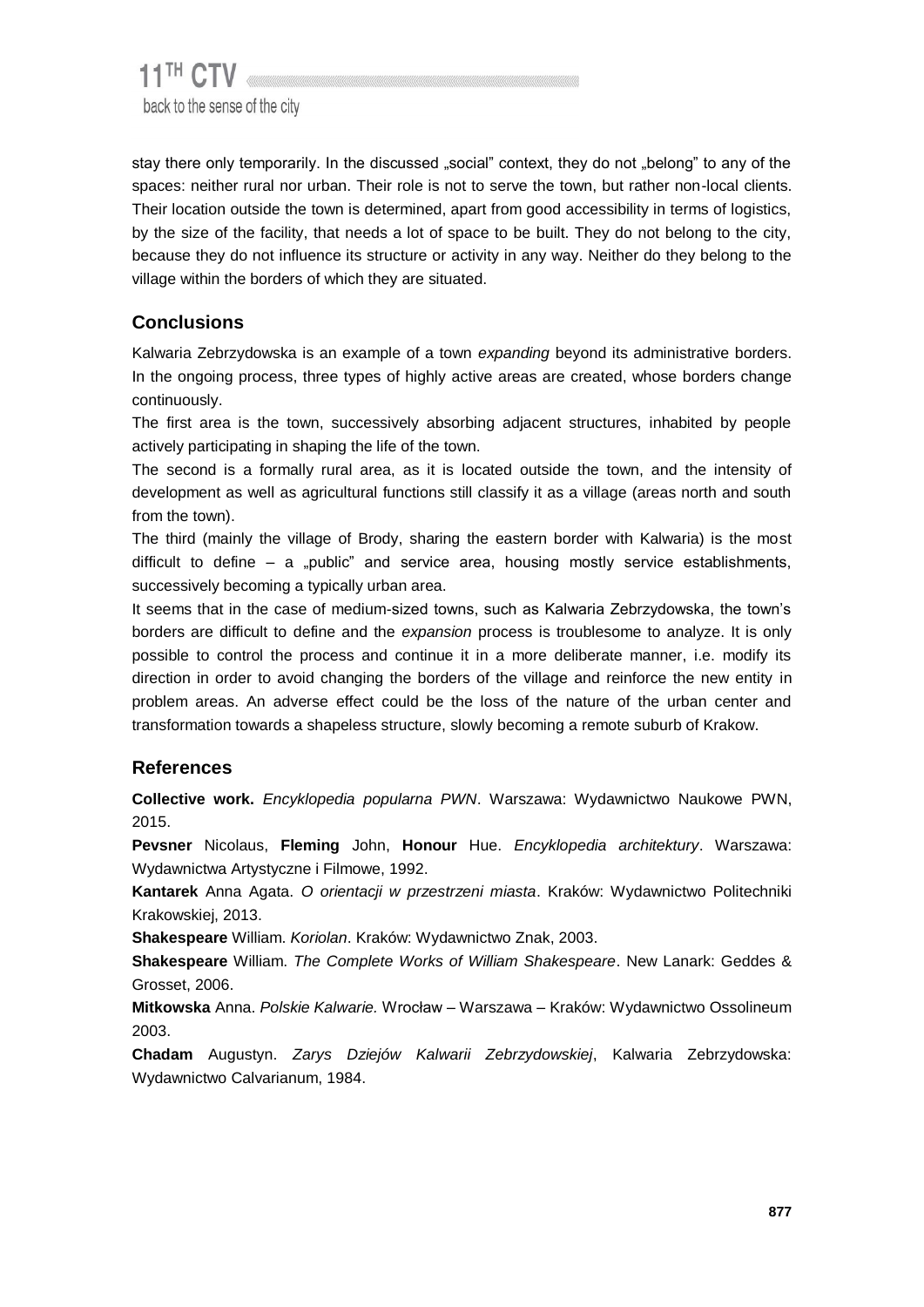stay there only temporarily. In the discussed „social" context, they do not „belong" to any of the spaces: neither rural nor urban. Their role is not to serve the town, but rather non-local clients. Their location outside the town is determined, apart from good accessibility in terms of logistics, by the size of the facility, that needs a lot of space to be built. They do not belong to the city, because they do not influence its structure or activity in any way. Neither do they belong to the village within the borders of which they are situated.

## Conclusions

Kalwaria Zebrzydowska is an example of a town *expanding* beyond its administrative borders. In the ongoing process, three types of highly active areas are created, whose borders change continuously.

The first area is the town, successively absorbing adjacent structures, inhabited by people actively participating in shaping the life of the town.

The second is a formally rural area, as it is located outside the town, and the intensity of development as well as agricultural functions still classify it as a village (areas north and south from the town).

The third (mainly the village of Brody, sharing the eastern border with Kalwaria) is the most difficult to define – a „public" and service area, housing mostly service establishments, successively becoming a typically urban area.

It seems that in the case of medium-sized towns, such as Kalwaria Zebrzydowska, the town's borders are difficult to define and the *expansion* process is troublesome to analyze. It is only possible to control the process and continue it in a more deliberate manner, i.e. modify its direction in order to avoid changing the borders of the village and reinforce the new entity in problem areas. An adverse effect could be the loss of the nature of the urban center and transformation towards a shapeless structure, slowly becoming a remote suburb of Krakow.

## References

**Collective work.** *Encyklopedia popularna PWN*. Warszawa: Wydawnictwo Naukowe PWN, 2015.

**Pevsner** Nicolaus, **Fleming** John, **Honour** Hue. *Encyklopedia architektury*. Warszawa: Wydawnictwa Artystyczne i Filmowe, 1992.

**Kantarek** Anna Agata. *O orientacji w przestrzeni miasta*. Kraków: Wydawnictwo Politechniki Krakowskiej, 2013.

**Shakespeare** William. *Koriolan*. Kraków: Wydawnictwo Znak, 2003.

**Shakespeare** William. *The Complete Works of William Shakespeare*. New Lanark: Geddes & Grosset, 2006.

**Mitkowska** Anna. *Polskie Kalwarie.* Wrocław – Warszawa – Kraków: Wydawnictwo Ossolineum 2003.

**Chadam** Augustyn. *Zarys Dziejów Kalwarii Zebrzydowskiej*, Kalwaria Zebrzydowska: Wydawnictwo Calvarianum, 1984.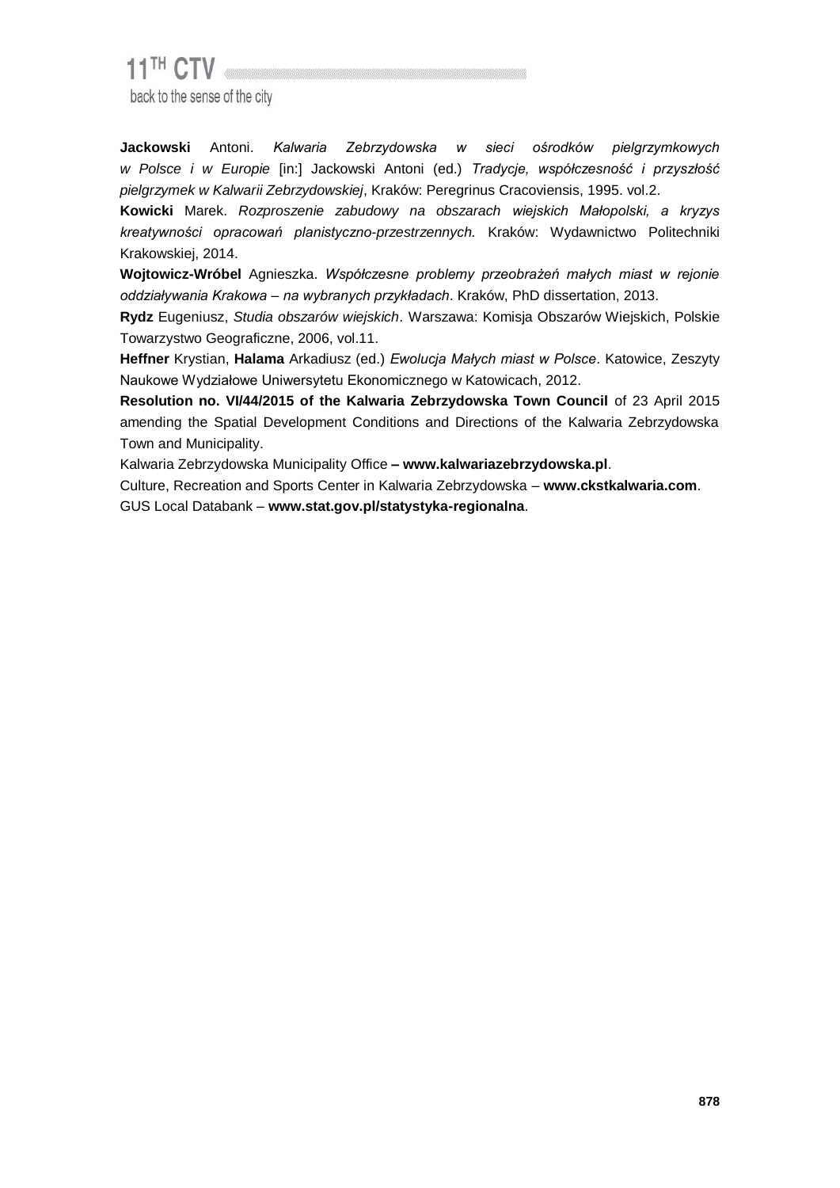**Jackowski** Antoni. *Kalwaria Zebrzydowska w sieci ośrodków pielgrzymkowych w Polsce i w Europie* [in:] Jackowski Antoni (ed.) *Tradycje, współczesność i przyszłość pielgrzymek w Kalwarii Zebrzydowskiej*, Kraków: Peregrinus Cracoviensis, 1995. vol.2.

**Kowicki** Marek. *Rozproszenie zabudowy na obszarach wiejskich Małopolski, a kryzys kreatywności opracowań planistyczno-przestrzennych.* Kraków: Wydawnictwo Politechniki Krakowskiej, 2014.

**Wojtowicz-Wróbel** Agnieszka. *Współczesne problemy przeobrażeń małych miast w rejonie oddziaływania Krakowa – na wybranych przykładach*. Kraków, PhD dissertation, 2013.

**Rydz** Eugeniusz, *Studia obszarów wiejskich*. Warszawa: Komisja Obszarów Wiejskich, Polskie Towarzystwo Geograficzne, 2006, vol.11.

**Heffner** Krystian, **Halama** Arkadiusz (ed.) *Ewolucja Małych miast w Polsce*. Katowice, Zeszyty Naukowe Wydziałowe Uniwersytetu Ekonomicznego w Katowicach, 2012.

**Resolution no. VI/44/2015 of the Kalwaria Zebrzydowska Town Council** of 23 April 2015 amending the Spatial Development Conditions and Directions of the Kalwaria Zebrzydowska Town and Municipality.

Kalwaria Zebrzydowska Municipality Office **– www.kalwariazebrzydowska.pl**.

Culture, Recreation and Sports Center in Kalwaria Zebrzydowska – **www.ckstkalwaria.com**.

GUS Local Databank – **www.stat.gov.pl/statystyka-regionalna**.